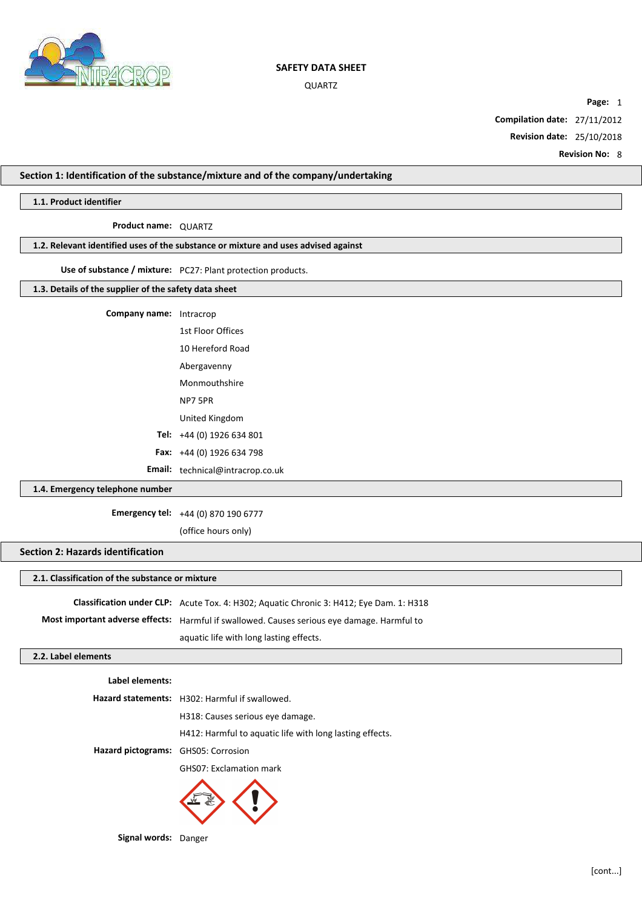**SAFETY DATA SHEET**

QUARTZ

**Compilation date:** 27/11/2012

**Revision date:** 25/10/2018

**Revision No:** 8

## Section 1: Identification of the substance/mixture and of the company/undertaking

### 1.1. Product identifier

**Product name:** QUARTZ

### 1.2. Relevant identified uses of the substance or mixture and uses advised against

**Use of substance / mixture:** PC27: Plant protection products.

### 1.3. Details of the supplier of the safety data sheet

**Company name:** Intracrop
1st Floor Offices
10 Hereford Road
Abergavenny
Monmouthshire
NP7 5PR
United Kingdom

**Tel:** +44 (0) 1926 634 801

**Fax:** +44 (0) 1926 634 798

**Email:** technical@intracrop.co.uk

### 1.4. Emergency telephone number

**Emergency tel:** +44 (0) 870 190 6777
(office hours only)

## Section 2: Hazards identification

### 2.1. Classification of the substance or mixture

**Classification under CLP:** Acute Tox. 4: H302; Aquatic Chronic 3: H412; Eye Dam. 1: H318

**Most important adverse effects:** Harmful if swallowed. Causes serious eye damage. Harmful to aquatic life with long lasting effects.

### 2.2. Label elements

**Label elements:**

**Hazard statements:** H302: Harmful if swallowed.
H318: Causes serious eye damage.
H412: Harmful to aquatic life with long lasting effects.

**Hazard pictograms:** GHS05: Corrosion
GHS07: Exclamation mark

**Signal words:** Danger

[cont...]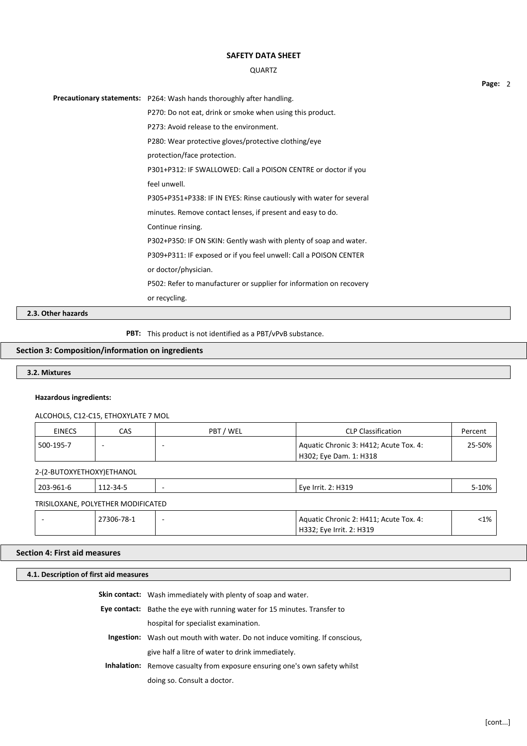**Precautionary statements:** P264: Wash hands thoroughly after handling.
P270: Do not eat, drink or smoke when using this product.
P273: Avoid release to the environment.
P280: Wear protective gloves/protective clothing/eye protection/face protection.
P301+P312: IF SWALLOWED: Call a POISON CENTRE or doctor if you feel unwell.
P305+P351+P338: IF IN EYES: Rinse cautiously with water for several minutes. Remove contact lenses, if present and easy to do. Continue rinsing.
P302+P350: IF ON SKIN: Gently wash with plenty of soap and water.
P309+P311: IF exposed or if you feel unwell: Call a POISON CENTER or doctor/physician.
P502: Refer to manufacturer or supplier for information on recovery or recycling.

### 2.3. Other hazards

**PBT:** This product is not identified as a PBT/vPvB substance.

## Section 3: Composition/information on ingredients

### 3.2. Mixtures

**Hazardous ingredients:**

ALCOHOLS, C12-C15, ETHOXYLATE 7 MOL

| EINECS | CAS | PBT / WEL | CLP Classification | Percent |
|---|---|---|---|---|
| 500-195-7 | - | - | Aquatic Chronic 3: H412; Acute Tox. 4: H302; Eye Dam. 1: H318 | 25-50% |

2-(2-BUTOXYETHOXY)ETHANOL

| EINECS | CAS | PBT / WEL | CLP Classification | Percent |
|---|---|---|---|---|
| 203-961-6 | 112-34-5 | - | Eye Irrit. 2: H319 | 5-10% |

TRISILOXANE, POLYETHER MODIFICATED

| EINECS | CAS | PBT / WEL | CLP Classification | Percent |
|---|---|---|---|---|
| - | 27306-78-1 | - | Aquatic Chronic 2: H411; Acute Tox. 4: H332; Eye Irrit. 2: H319 | <1% |

## Section 4: First aid measures

### 4.1. Description of first aid measures

**Skin contact:** Wash immediately with plenty of soap and water.

**Eye contact:** Bathe the eye with running water for 15 minutes. Transfer to hospital for specialist examination.

**Ingestion:** Wash out mouth with water. Do not induce vomiting. If conscious, give half a litre of water to drink immediately.

**Inhalation:** Remove casualty from exposure ensuring one's own safety whilst doing so. Consult a doctor.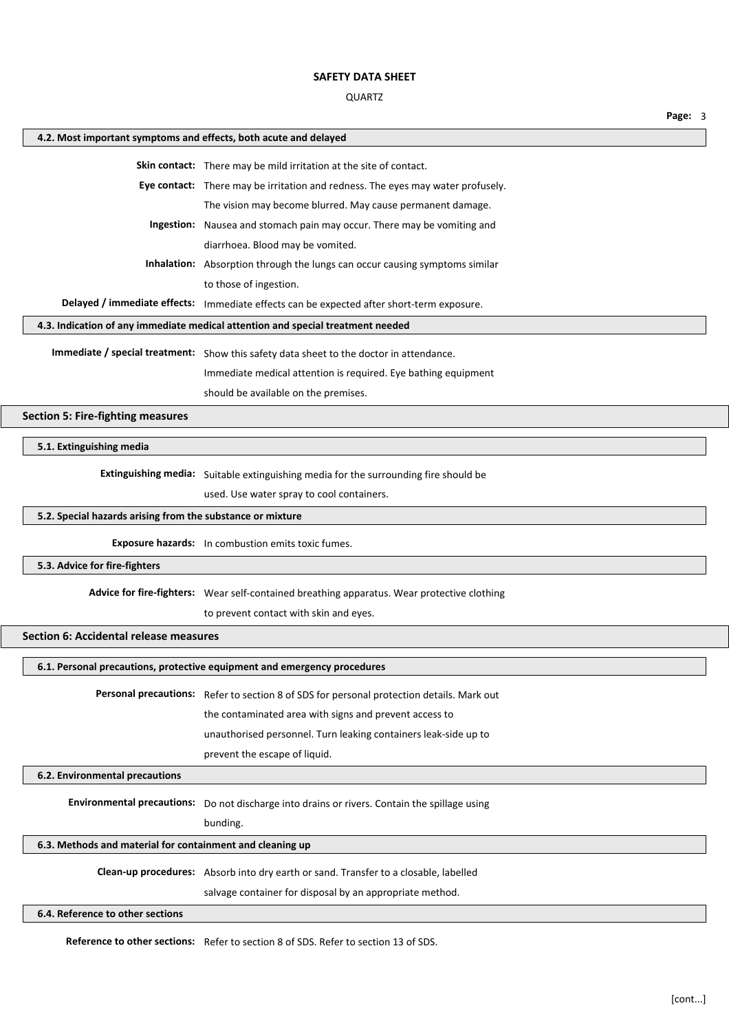### 4.2. Most important symptoms and effects, both acute and delayed

**Skin contact:** There may be mild irritation at the site of contact.

**Eye contact:** There may be irritation and redness. The eyes may water profusely. The vision may become blurred. May cause permanent damage.

**Ingestion:** Nausea and stomach pain may occur. There may be vomiting and diarrhoea. Blood may be vomited.

**Inhalation:** Absorption through the lungs can occur causing symptoms similar to those of ingestion.

**Delayed / immediate effects:** Immediate effects can be expected after short-term exposure.

### 4.3. Indication of any immediate medical attention and special treatment needed

**Immediate / special treatment:** Show this safety data sheet to the doctor in attendance. Immediate medical attention is required. Eye bathing equipment should be available on the premises.

## Section 5: Fire-fighting measures

### 5.1. Extinguishing media

**Extinguishing media:** Suitable extinguishing media for the surrounding fire should be used. Use water spray to cool containers.

### 5.2. Special hazards arising from the substance or mixture

**Exposure hazards:** In combustion emits toxic fumes.

### 5.3. Advice for fire-fighters

**Advice for fire-fighters:** Wear self-contained breathing apparatus. Wear protective clothing to prevent contact with skin and eyes.

## Section 6: Accidental release measures

### 6.1. Personal precautions, protective equipment and emergency procedures

**Personal precautions:** Refer to section 8 of SDS for personal protection details. Mark out the contaminated area with signs and prevent access to unauthorised personnel. Turn leaking containers leak-side up to prevent the escape of liquid.

### 6.2. Environmental precautions

**Environmental precautions:** Do not discharge into drains or rivers. Contain the spillage using bunding.

### 6.3. Methods and material for containment and cleaning up

**Clean-up procedures:** Absorb into dry earth or sand. Transfer to a closable, labelled salvage container for disposal by an appropriate method.

### 6.4. Reference to other sections

**Reference to other sections:** Refer to section 8 of SDS. Refer to section 13 of SDS.

[cont...]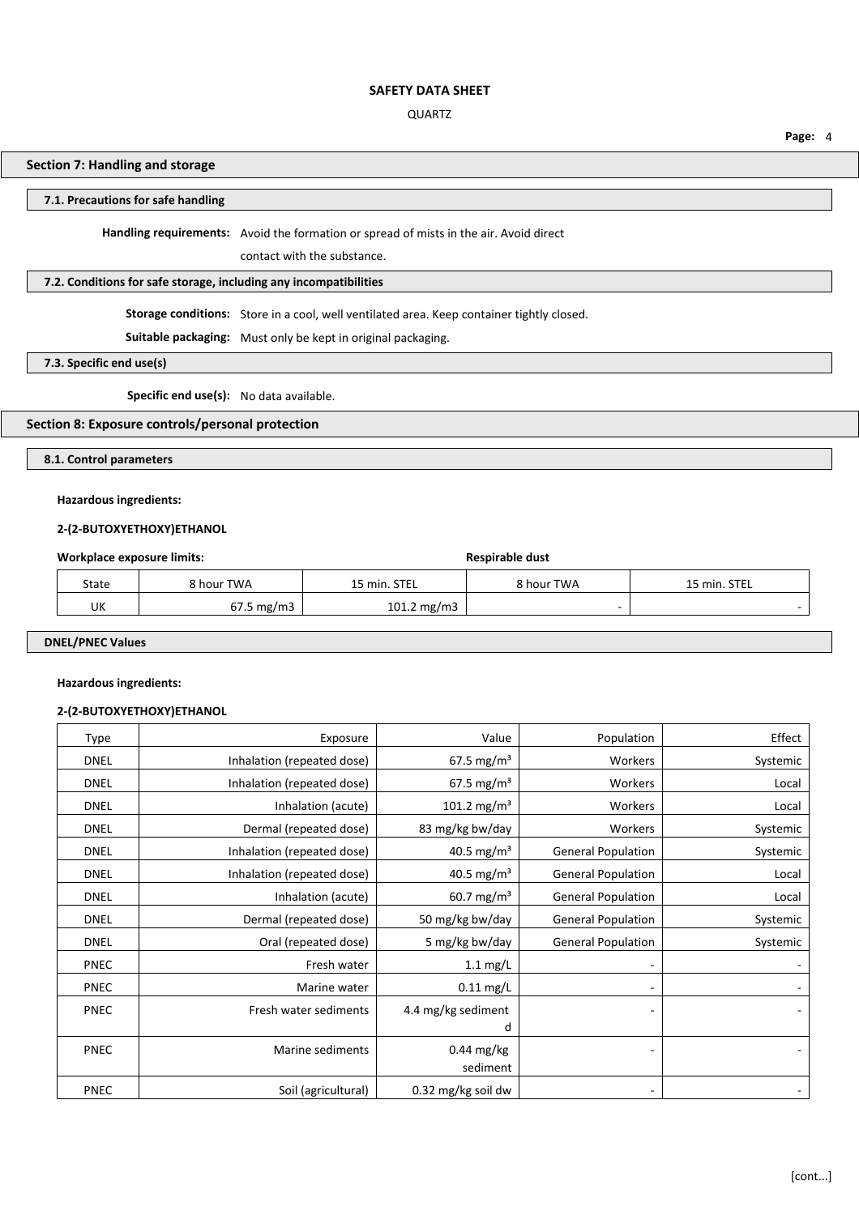## Section 7: Handling and storage

### 7.1. Precautions for safe handling

**Handling requirements:** Avoid the formation or spread of mists in the air. Avoid direct contact with the substance.

### 7.2. Conditions for safe storage, including any incompatibilities

**Storage conditions:** Store in a cool, well ventilated area. Keep container tightly closed.

**Suitable packaging:** Must only be kept in original packaging.

### 7.3. Specific end use(s)

**Specific end use(s):** No data available.

## Section 8: Exposure controls/personal protection

### 8.1. Control parameters

**Hazardous ingredients:**

**2-(2-BUTOXYETHOXY)ETHANOL**

| **Workplace exposure limits:** | | | **Respirable dust** | |
|---|---|---|---|---|
| State | 8 hour TWA | 15 min. STEL | 8 hour TWA | 15 min. STEL |
| UK | 67.5 mg/m3 | 101.2 mg/m3 | - | - |

### DNEL/PNEC Values

**Hazardous ingredients:**

**2-(2-BUTOXYETHOXY)ETHANOL**

| Type | Exposure | Value | Population | Effect |
|---|---|---|---|---|
| DNEL | Inhalation (repeated dose) | 67.5 mg/m³ | Workers | Systemic |
| DNEL | Inhalation (repeated dose) | 67.5 mg/m³ | Workers | Local |
| DNEL | Inhalation (acute) | 101.2 mg/m³ | Workers | Local |
| DNEL | Dermal (repeated dose) | 83 mg/kg bw/day | Workers | Systemic |
| DNEL | Inhalation (repeated dose) | 40.5 mg/m³ | General Population | Systemic |
| DNEL | Inhalation (repeated dose) | 40.5 mg/m³ | General Population | Local |
| DNEL | Inhalation (acute) | 60.7 mg/m³ | General Population | Local |
| DNEL | Dermal (repeated dose) | 50 mg/kg bw/day | General Population | Systemic |
| DNEL | Oral (repeated dose) | 5 mg/kg bw/day | General Population | Systemic |
| PNEC | Fresh water | 1.1 mg/L | - | - |
| PNEC | Marine water | 0.11 mg/L | - | - |
| PNEC | Fresh water sediments | 4.4 mg/kg sediment d | - | - |
| PNEC | Marine sediments | 0.44 mg/kg sediment | - | - |
| PNEC | Soil (agricultural) | 0.32 mg/kg soil dw | - | - |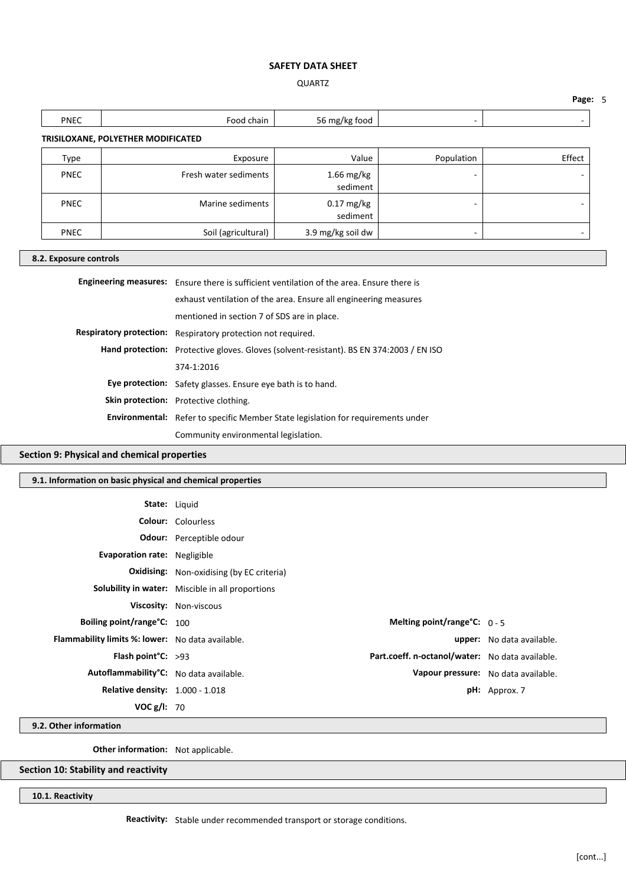| PNEC | Food chain | 56 mg/kg food | - | - |
|---|---|---|---|---|

**TRISILOXANE, POLYETHER MODIFICATED**

| Type | Exposure | Value | Population | Effect |
|---|---|---|---|---|
| PNEC | Fresh water sediments | 1.66 mg/kg sediment | - | - |
| PNEC | Marine sediments | 0.17 mg/kg sediment | - | - |
| PNEC | Soil (agricultural) | 3.9 mg/kg soil dw | - | - |

### 8.2. Exposure controls

**Engineering measures:** Ensure there is sufficient ventilation of the area. Ensure there is exhaust ventilation of the area. Ensure all engineering measures mentioned in section 7 of SDS are in place.

**Respiratory protection:** Respiratory protection not required.

**Hand protection:** Protective gloves. Gloves (solvent-resistant). BS EN 374:2003 / EN ISO 374-1:2016

**Eye protection:** Safety glasses. Ensure eye bath is to hand.

**Skin protection:** Protective clothing.

**Environmental:** Refer to specific Member State legislation for requirements under Community environmental legislation.

## Section 9: Physical and chemical properties

### 9.1. Information on basic physical and chemical properties

**State:** Liquid

**Colour:** Colourless

**Odour:** Perceptible odour

**Evaporation rate:** Negligible

**Oxidising:** Non-oxidising (by EC criteria)

**Solubility in water:** Miscible in all proportions

**Viscosity:** Non-viscous

**Boiling point/range°C:** 100

**Melting point/range°C:** 0 - 5

**Flammability limits %: lower:** No data available.

**upper:** No data available.

**Flash point°C:** >93

**Part.coeff. n-octanol/water:** No data available.

**Autoflammability°C:** No data available.

**Vapour pressure:** No data available.

**Relative density:** 1.000 - 1.018

**pH:** Approx. 7

**VOC g/l:** 70

### 9.2. Other information

**Other information:** Not applicable.

## Section 10: Stability and reactivity

### 10.1. Reactivity

**Reactivity:** Stable under recommended transport or storage conditions.

[cont...]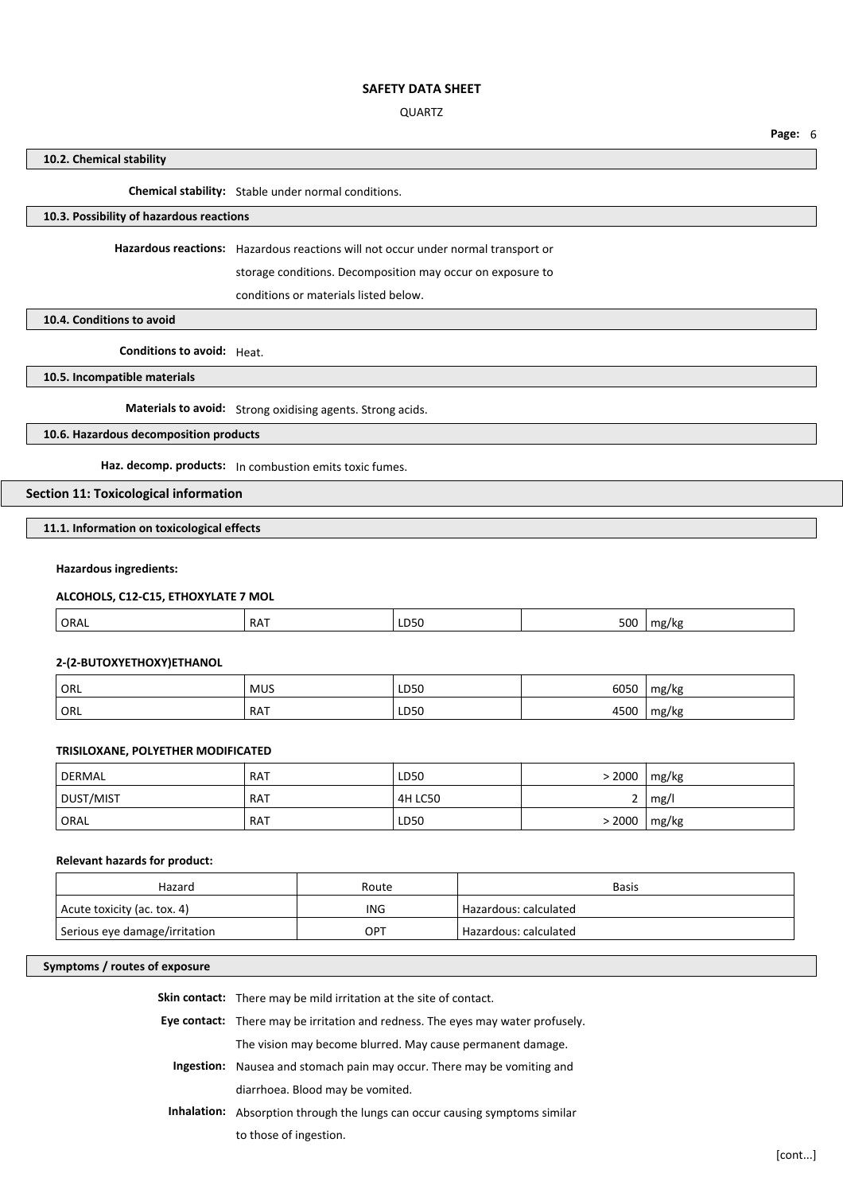### 10.2. Chemical stability

**Chemical stability:** Stable under normal conditions.

### 10.3. Possibility of hazardous reactions

**Hazardous reactions:** Hazardous reactions will not occur under normal transport or storage conditions. Decomposition may occur on exposure to conditions or materials listed below.

### 10.4. Conditions to avoid

**Conditions to avoid:** Heat.

### 10.5. Incompatible materials

**Materials to avoid:** Strong oxidising agents. Strong acids.

### 10.6. Hazardous decomposition products

**Haz. decomp. products:** In combustion emits toxic fumes.

## Section 11: Toxicological information

### 11.1. Information on toxicological effects

**Hazardous ingredients:**

**ALCOHOLS, C12-C15, ETHOXYLATE 7 MOL**

| | | | | |
|---|---|---|---|---|
| ORAL | RAT | LD50 | 500 | mg/kg |

**2-(2-BUTOXYETHOXY)ETHANOL**

| | | | | |
|---|---|---|---|---|
| ORL | MUS | LD50 | 6050 | mg/kg |
| ORL | RAT | LD50 | 4500 | mg/kg |

**TRISILOXANE, POLYETHER MODIFICATED**

| | | | | |
|---|---|---|---|---|
| DERMAL | RAT | LD50 | > 2000 | mg/kg |
| DUST/MIST | RAT | 4H LC50 | 2 | mg/l |
| ORAL | RAT | LD50 | > 2000 | mg/kg |

**Relevant hazards for product:**

| Hazard | Route | Basis |
|---|---|---|
| Acute toxicity (ac. tox. 4) | ING | Hazardous: calculated |
| Serious eye damage/irritation | OPT | Hazardous: calculated |

### Symptoms / routes of exposure

**Skin contact:** There may be mild irritation at the site of contact.

**Eye contact:** There may be irritation and redness. The eyes may water profusely. The vision may become blurred. May cause permanent damage.

**Ingestion:** Nausea and stomach pain may occur. There may be vomiting and diarrhoea. Blood may be vomited.

**Inhalation:** Absorption through the lungs can occur causing symptoms similar to those of ingestion.

[cont...]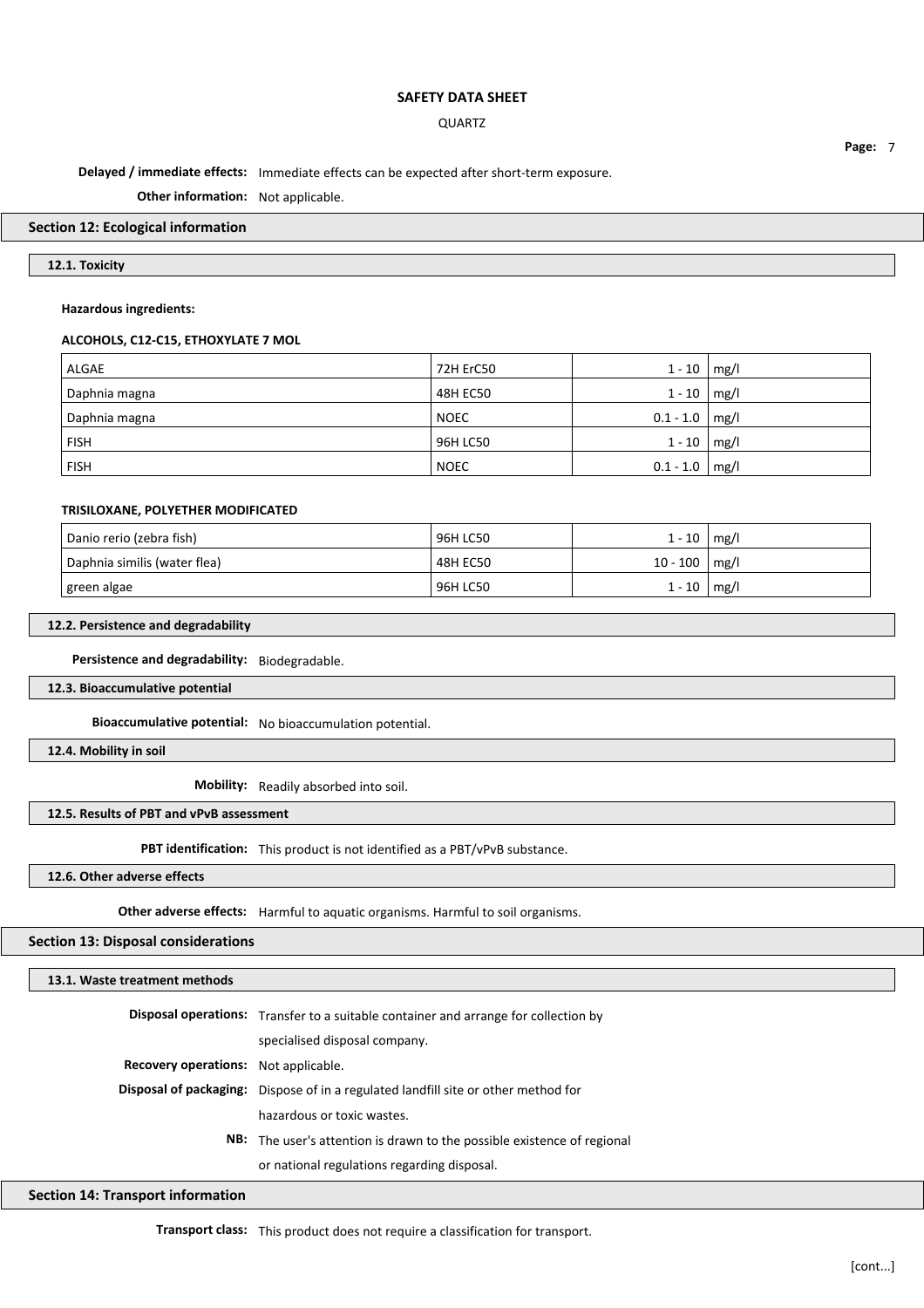**Delayed / immediate effects:** Immediate effects can be expected after short-term exposure.

**Other information:** Not applicable.

## Section 12: Ecological information

### 12.1. Toxicity

**Hazardous ingredients:**

**ALCOHOLS, C12-C15, ETHOXYLATE 7 MOL**

| | | | |
|---|---|---|---|
| ALGAE | 72H ErC50 | 1 - 10 | mg/l |
| Daphnia magna | 48H EC50 | 1 - 10 | mg/l |
| Daphnia magna | NOEC | 0.1 - 1.0 | mg/l |
| FISH | 96H LC50 | 1 - 10 | mg/l |
| FISH | NOEC | 0.1 - 1.0 | mg/l |

**TRISILOXANE, POLYETHER MODIFICATED**

| | | | |
|---|---|---|---|
| Danio rerio (zebra fish) | 96H LC50 | 1 - 10 | mg/l |
| Daphnia similis (water flea) | 48H EC50 | 10 - 100 | mg/l |
| green algae | 96H LC50 | 1 - 10 | mg/l |

### 12.2. Persistence and degradability

**Persistence and degradability:** Biodegradable.

### 12.3. Bioaccumulative potential

**Bioaccumulative potential:** No bioaccumulation potential.

### 12.4. Mobility in soil

**Mobility:** Readily absorbed into soil.

### 12.5. Results of PBT and vPvB assessment

**PBT identification:** This product is not identified as a PBT/vPvB substance.

### 12.6. Other adverse effects

**Other adverse effects:** Harmful to aquatic organisms. Harmful to soil organisms.

## Section 13: Disposal considerations

### 13.1. Waste treatment methods

**Disposal operations:** Transfer to a suitable container and arrange for collection by specialised disposal company.

**Recovery operations:** Not applicable.

**Disposal of packaging:** Dispose of in a regulated landfill site or other method for hazardous or toxic wastes.

**NB:** The user's attention is drawn to the possible existence of regional or national regulations regarding disposal.

## Section 14: Transport information

**Transport class:** This product does not require a classification for transport.

[cont...]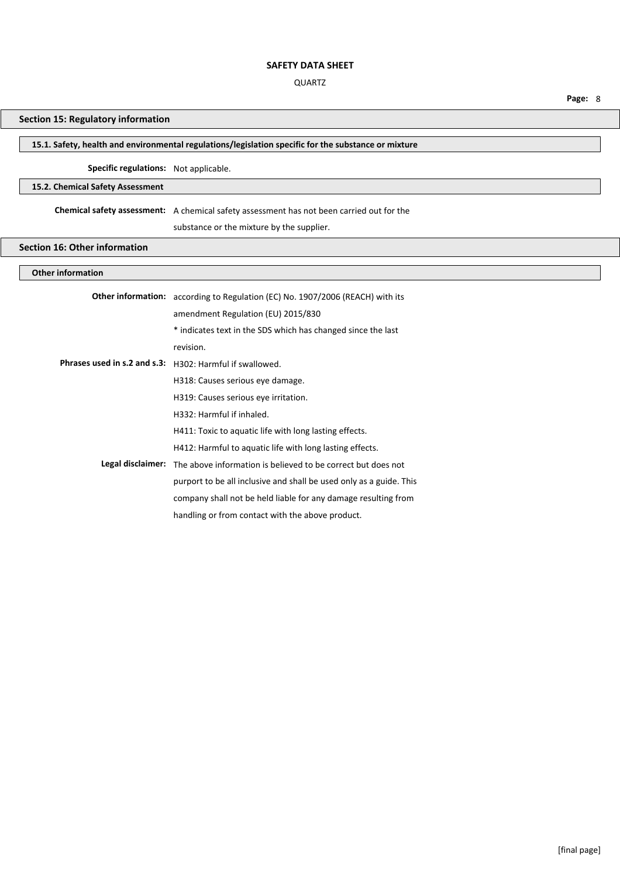## Section 15: Regulatory information

### 15.1. Safety, health and environmental regulations/legislation specific for the substance or mixture

**Specific regulations:** Not applicable.

### 15.2. Chemical Safety Assessment

**Chemical safety assessment:** A chemical safety assessment has not been carried out for the substance or the mixture by the supplier.

## Section 16: Other information

### Other information

**Other information:** according to Regulation (EC) No. 1907/2006 (REACH) with its amendment Regulation (EU) 2015/830
* indicates text in the SDS which has changed since the last revision.

**Phrases used in s.2 and s.3:** H302: Harmful if swallowed.
H318: Causes serious eye damage.
H319: Causes serious eye irritation.
H332: Harmful if inhaled.
H411: Toxic to aquatic life with long lasting effects.
H412: Harmful to aquatic life with long lasting effects.

**Legal disclaimer:** The above information is believed to be correct but does not purport to be all inclusive and shall be used only as a guide. This company shall not be held liable for any damage resulting from handling or from contact with the above product.

[final page]